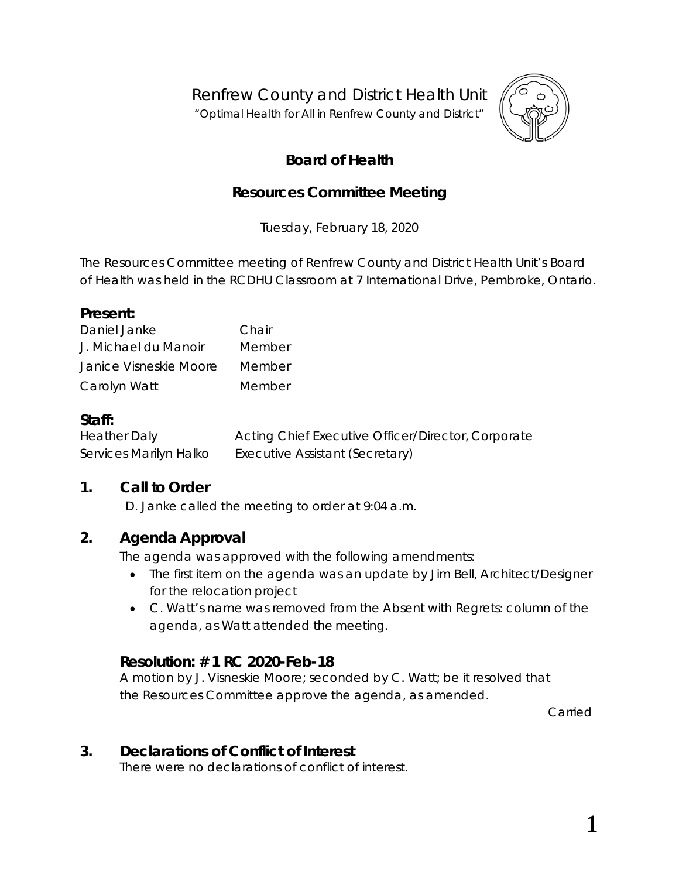# Renfrew County and District Health Unit

"Optimal Health for All in Renfrew County and District"

## Board of Health

## Resources Committee Meeting

Tuesday, February 18, 2020

The Resources Committee meeting of Renfrew County and District Health Unit's Board of Health was held in the RCDHU Classroom at 7 International Drive, Pembroke, Ontario.

### Present:

| | |
|---|---|
| Daniel Janke | Chair |
| J. Michael du Manoir | Member |
| Janice Visneskie Moore | Member |
| Carolyn Watt | Member |

### Staff:

| | |
|---|---|
| Heather Daly | Acting Chief Executive Officer/Director, Corporate Services |
| Marilyn Halko | Executive Assistant (Secretary) |

## 1. Call to Order

D. Janke called the meeting to order at 9:04 a.m.

## 2. Agenda Approval

The agenda was approved with the following amendments:

- The first item on the agenda was an update by Jim Bell, Architect/Designer for the relocation project
- C. Watt's name was removed from the Absent with Regrets: column of the agenda, as Watt attended the meeting.

### Resolution: # 1 RC 2020-Feb-18

A motion by J. Visneskie Moore; seconded by C. Watt; be it resolved that the Resources Committee approve the agenda, as amended.

Carried

## 3. Declarations of Conflict of Interest

There were no declarations of conflict of interest.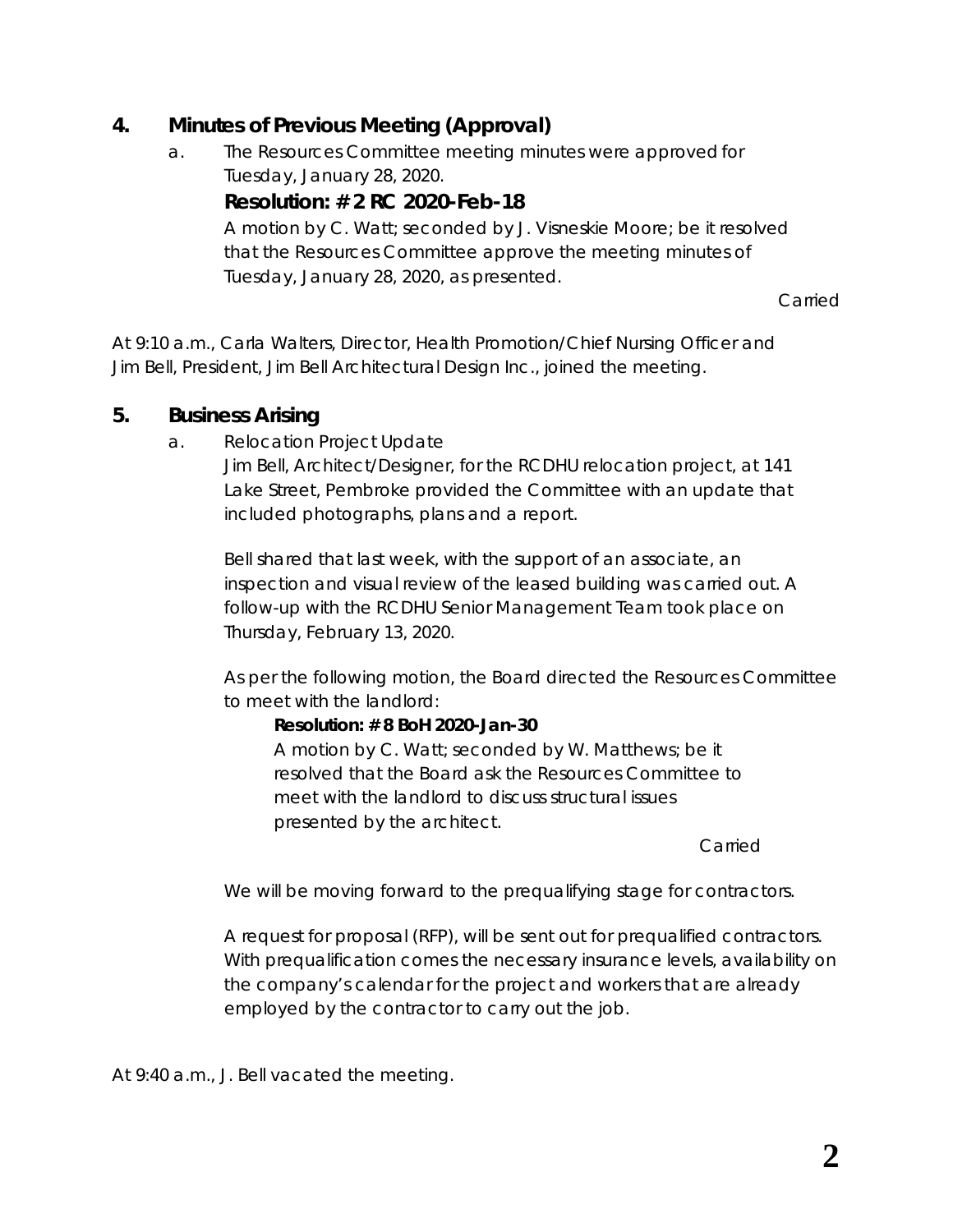## 4. Minutes of Previous Meeting (Approval)

a. The Resources Committee meeting minutes were approved for Tuesday, January 28, 2020.

**Resolution: # 2 RC 2020-Feb-18**

A motion by C. Watt; seconded by J. Visneskie Moore; be it resolved that the Resources Committee approve the meeting minutes of Tuesday, January 28, 2020, as presented.

Carried

At 9:10 a.m., Carla Walters, Director, Health Promotion/Chief Nursing Officer and Jim Bell, President, Jim Bell Architectural Design Inc., joined the meeting.

## 5. Business Arising

a. Relocation Project Update

Jim Bell, Architect/Designer, for the RCDHU relocation project, at 141 Lake Street, Pembroke provided the Committee with an update that included photographs, plans and a report.

Bell shared that last week, with the support of an associate, an inspection and visual review of the leased building was carried out. A follow-up with the RCDHU Senior Management Team took place on Thursday, February 13, 2020.

As per the following motion, the Board directed the Resources Committee to meet with the landlord:

**Resolution: # 8 BoH 2020-Jan-30**

A motion by C. Watt; seconded by W. Matthews; be it resolved that the Board ask the Resources Committee to meet with the landlord to discuss structural issues presented by the architect.

Carried

We will be moving forward to the prequalifying stage for contractors.

A request for proposal (RFP), will be sent out for prequalified contractors. With prequalification comes the necessary insurance levels, availability on the company's calendar for the project and workers that are already employed by the contractor to carry out the job.

At 9:40 a.m., J. Bell vacated the meeting.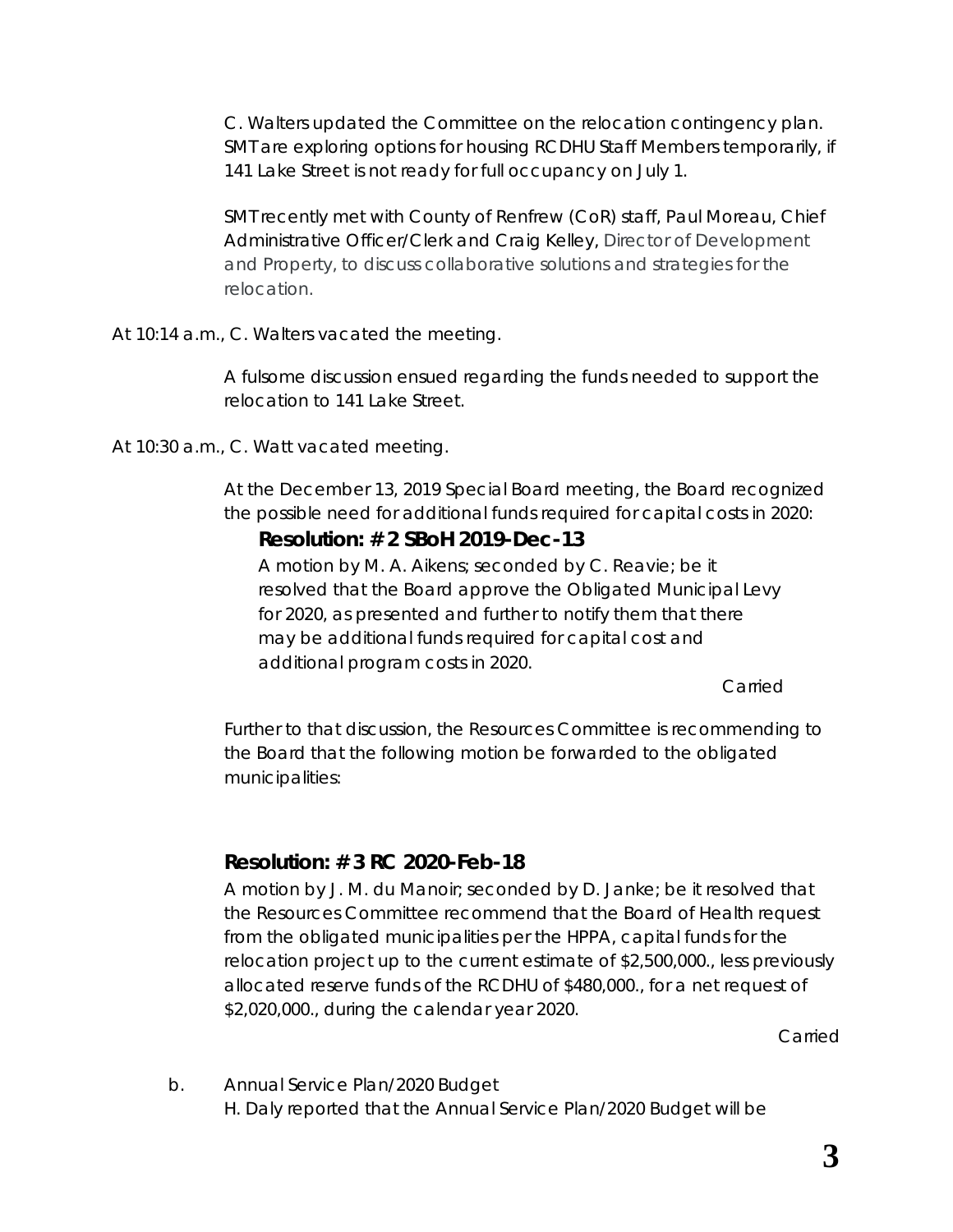C. Walters updated the Committee on the relocation contingency plan. SMT are exploring options for housing RCDHU Staff Members temporarily, if 141 Lake Street is not ready for full occupancy on July 1.

SMT recently met with County of Renfrew (CoR) staff, Paul Moreau, Chief Administrative Officer/Clerk and Craig Kelley, Director of Development and Property, to discuss collaborative solutions and strategies for the relocation.

At 10:14 a.m., C. Walters vacated the meeting.

A fulsome discussion ensued regarding the funds needed to support the relocation to 141 Lake Street.

At 10:30 a.m., C. Watt vacated meeting.

At the December 13, 2019 Special Board meeting, the Board recognized the possible need for additional funds required for capital costs in 2020:

**Resolution: # 2 SBoH 2019-Dec-13**

A motion by M. A. Aikens; seconded by C. Reavie; be it resolved that the Board approve the Obligated Municipal Levy for 2020, as presented and further to notify them that there may be additional funds required for capital cost and additional program costs in 2020.

Carried

Further to that discussion, the Resources Committee is recommending to the Board that the following motion be forwarded to the obligated municipalities:

**Resolution: # 3 RC 2020-Feb-18**

A motion by J. M. du Manoir; seconded by D. Janke; be it resolved that the Resources Committee recommend that the Board of Health request from the obligated municipalities per the HPPA, capital funds for the relocation project up to the current estimate of $2,500,000., less previously allocated reserve funds of the RCDHU of $480,000., for a net request of $2,020,000., during the calendar year 2020.

Carried

b. Annual Service Plan/2020 Budget

H. Daly reported that the Annual Service Plan/2020 Budget will be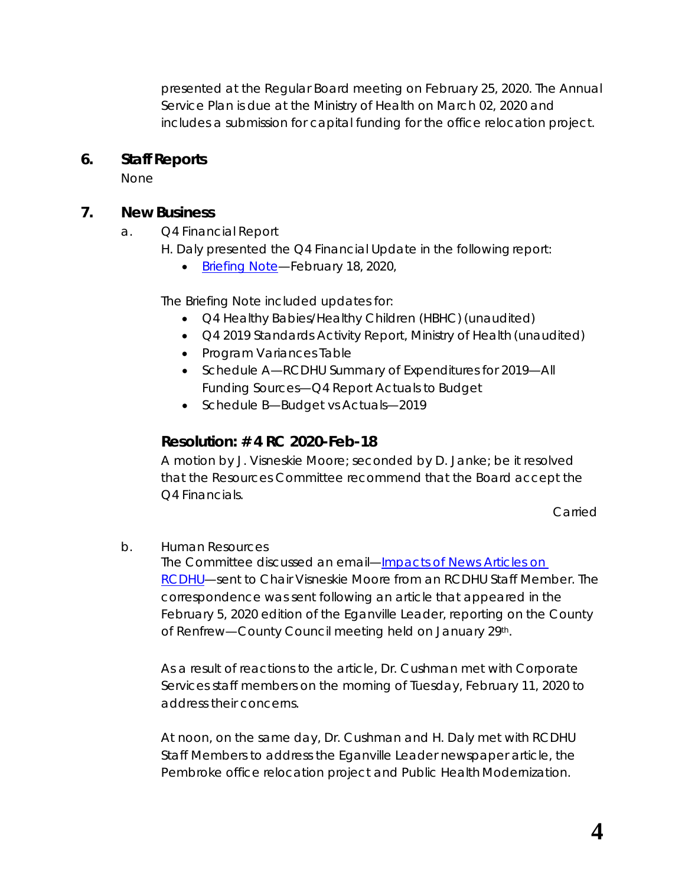presented at the Regular Board meeting on February 25, 2020. The Annual Service Plan is due at the Ministry of Health on March 02, 2020 and includes a submission for capital funding for the office relocation project.

## 6. Staff Reports

None

## 7. New Business

a. Q4 Financial Report

H. Daly presented the Q4 Financial Update in the following report:

- Briefing Note—February 18, 2020,

The Briefing Note included updates for:

- Q4 Healthy Babies/Healthy Children (HBHC) (unaudited)
- Q4 2019 Standards Activity Report, Ministry of Health (unaudited)
- Program Variances Table
- Schedule A—RCDHU Summary of Expenditures for 2019—All Funding Sources—Q4 Report Actuals to Budget
- Schedule B—Budget vs Actuals—2019

### Resolution: # 4 RC 2020-Feb-18

A motion by J. Visneskie Moore; seconded by D. Janke; be it resolved that the Resources Committee recommend that the Board accept the Q4 Financials.

Carried

b. Human Resources

The Committee discussed an email—Impacts of News Articles on RCDHU—sent to Chair Visneskie Moore from an RCDHU Staff Member. The correspondence was sent following an article that appeared in the February 5, 2020 edition of the Eganville Leader, reporting on the County of Renfrew—County Council meeting held on January 29th.

As a result of reactions to the article, Dr. Cushman met with Corporate Services staff members on the morning of Tuesday, February 11, 2020 to address their concerns.

At noon, on the same day, Dr. Cushman and H. Daly met with RCDHU Staff Members to address the Eganville Leader newspaper article, the Pembroke office relocation project and Public Health Modernization.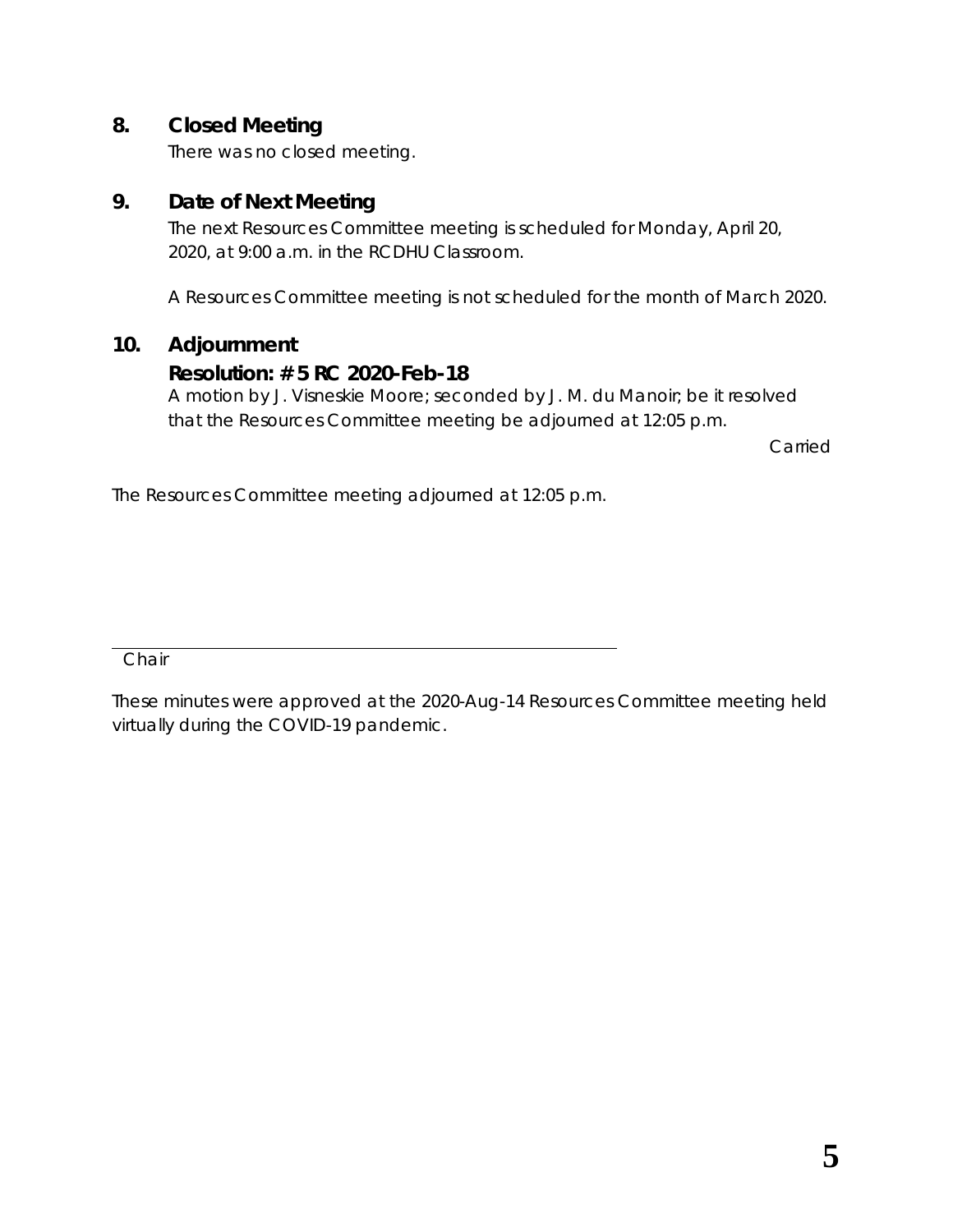## 8. Closed Meeting

There was no closed meeting.

## 9. Date of Next Meeting

The next Resources Committee meeting is scheduled for Monday, April 20, 2020, at 9:00 a.m. in the RCDHU Classroom.

A Resources Committee meeting is not scheduled for the month of March 2020.

## 10. Adjournment

**Resolution: # 5 RC 2020-Feb-18**

A motion by J. Visneskie Moore; seconded by J. M. du Manoir; be it resolved that the Resources Committee meeting be adjourned at 12:05 p.m.

Carried

The Resources Committee meeting adjourned at 12:05 p.m.

\_\_\_\_\_\_\_\_\_\_\_\_\_\_\_\_\_\_\_\_\_\_\_\_\_\_\_\_\_\_\_\_\_\_\_\_\_\_\_\_

Chair

These minutes were approved at the 2020-Aug-14 Resources Committee meeting held virtually during the COVID-19 pandemic.